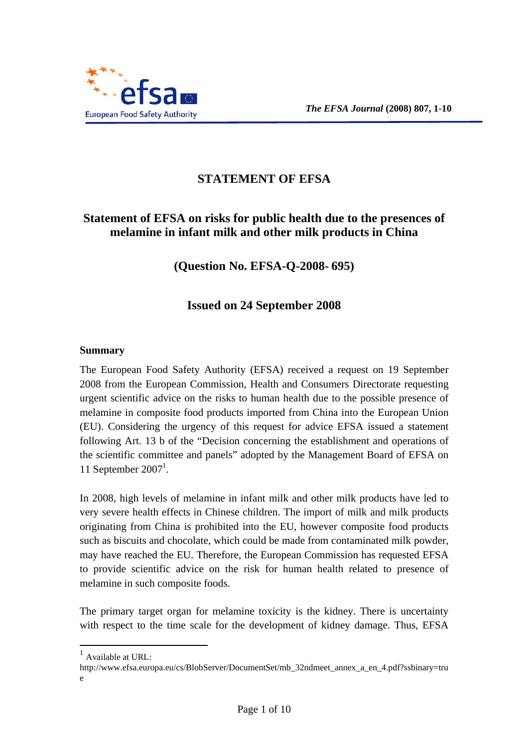# STATEMENT OF EFSA

## Statement of EFSA on risks for public health due to the presences of melamine in infant milk and other milk products in China

### (Question No. EFSA-Q-2008- 695)

### Issued on 24 September 2008

**Summary**

The European Food Safety Authority (EFSA) received a request on 19 September 2008 from the European Commission, Health and Consumers Directorate requesting urgent scientific advice on the risks to human health due to the possible presence of melamine in composite food products imported from China into the European Union (EU). Considering the urgency of this request for advice EFSA issued a statement following Art. 13 b of the "Decision concerning the establishment and operations of the scientific committee and panels" adopted by the Management Board of EFSA on 11 September 2007[1].

In 2008, high levels of melamine in infant milk and other milk products have led to very severe health effects in Chinese children. The import of milk and milk products originating from China is prohibited into the EU, however composite food products such as biscuits and chocolate, which could be made from contaminated milk powder, may have reached the EU. Therefore, the European Commission has requested EFSA to provide scientific advice on the risk for human health related to presence of melamine in such composite foods.

The primary target organ for melamine toxicity is the kidney. There is uncertainty with respect to the time scale for the development of kidney damage. Thus, EFSA

---

[1] Available at URL: http://www.efsa.europa.eu/cs/BlobServer/DocumentSet/mb_32ndmeet_annex_a_en_4.pdf?ssbinary=true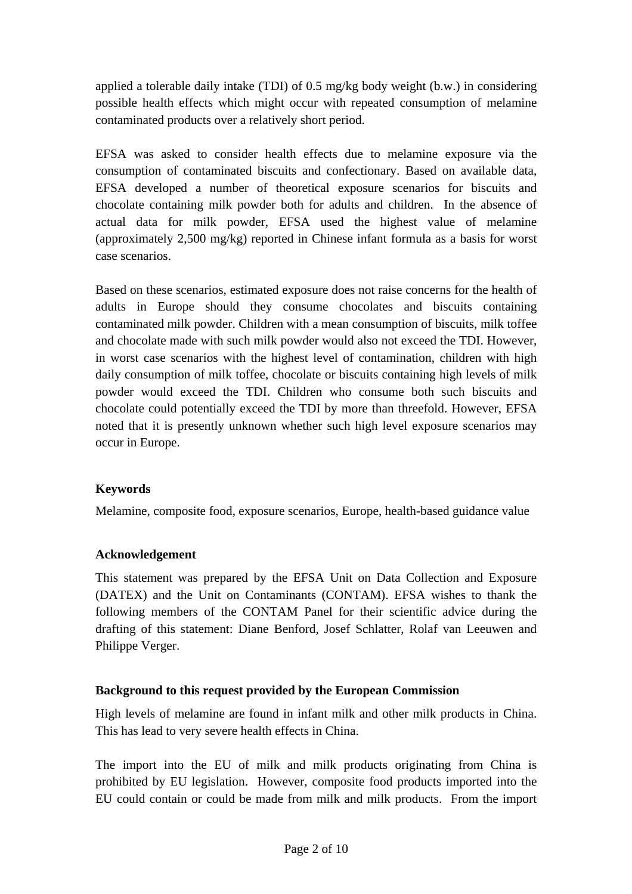applied a tolerable daily intake (TDI) of 0.5 mg/kg body weight (b.w.) in considering possible health effects which might occur with repeated consumption of melamine contaminated products over a relatively short period.

EFSA was asked to consider health effects due to melamine exposure via the consumption of contaminated biscuits and confectionary. Based on available data, EFSA developed a number of theoretical exposure scenarios for biscuits and chocolate containing milk powder both for adults and children. In the absence of actual data for milk powder, EFSA used the highest value of melamine (approximately 2,500 mg/kg) reported in Chinese infant formula as a basis for worst case scenarios.

Based on these scenarios, estimated exposure does not raise concerns for the health of adults in Europe should they consume chocolates and biscuits containing contaminated milk powder. Children with a mean consumption of biscuits, milk toffee and chocolate made with such milk powder would also not exceed the TDI. However, in worst case scenarios with the highest level of contamination, children with high daily consumption of milk toffee, chocolate or biscuits containing high levels of milk powder would exceed the TDI. Children who consume both such biscuits and chocolate could potentially exceed the TDI by more than threefold. However, EFSA noted that it is presently unknown whether such high level exposure scenarios may occur in Europe.

**Keywords**

Melamine, composite food, exposure scenarios, Europe, health-based guidance value

**Acknowledgement**

This statement was prepared by the EFSA Unit on Data Collection and Exposure (DATEX) and the Unit on Contaminants (CONTAM). EFSA wishes to thank the following members of the CONTAM Panel for their scientific advice during the drafting of this statement: Diane Benford, Josef Schlatter, Rolaf van Leeuwen and Philippe Verger.

**Background to this request provided by the European Commission**

High levels of melamine are found in infant milk and other milk products in China. This has lead to very severe health effects in China.

The import into the EU of milk and milk products originating from China is prohibited by EU legislation. However, composite food products imported into the EU could contain or could be made from milk and milk products. From the import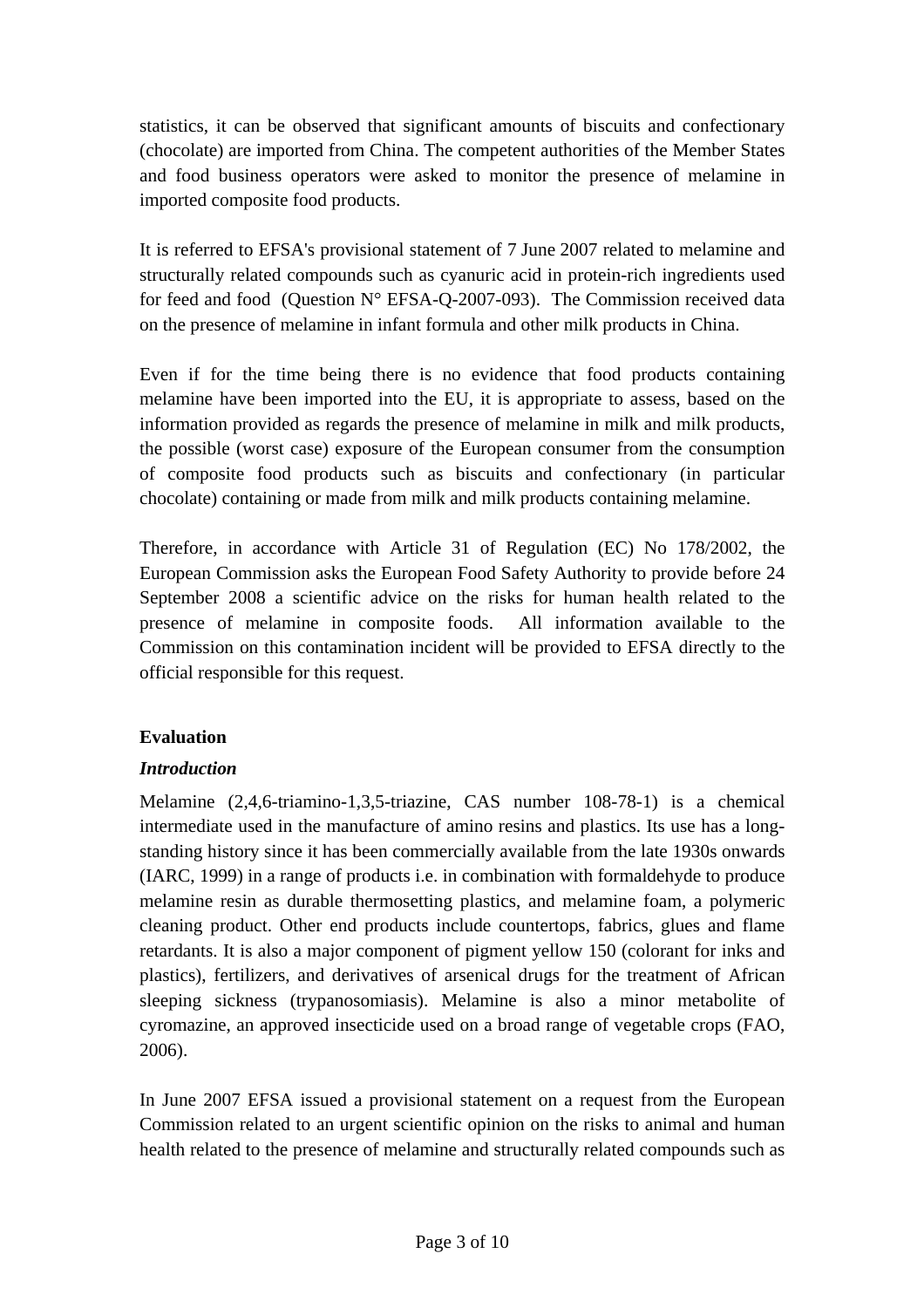statistics, it can be observed that significant amounts of biscuits and confectionary (chocolate) are imported from China. The competent authorities of the Member States and food business operators were asked to monitor the presence of melamine in imported composite food products.

It is referred to EFSA's provisional statement of 7 June 2007 related to melamine and structurally related compounds such as cyanuric acid in protein-rich ingredients used for feed and food (Question N° EFSA-Q-2007-093). The Commission received data on the presence of melamine in infant formula and other milk products in China.

Even if for the time being there is no evidence that food products containing melamine have been imported into the EU, it is appropriate to assess, based on the information provided as regards the presence of melamine in milk and milk products, the possible (worst case) exposure of the European consumer from the consumption of composite food products such as biscuits and confectionary (in particular chocolate) containing or made from milk and milk products containing melamine.

Therefore, in accordance with Article 31 of Regulation (EC) No 178/2002, the European Commission asks the European Food Safety Authority to provide before 24 September 2008 a scientific advice on the risks for human health related to the presence of melamine in composite foods. All information available to the Commission on this contamination incident will be provided to EFSA directly to the official responsible for this request.

## Evaluation

### *Introduction*

Melamine (2,4,6-triamino-1,3,5-triazine, CAS number 108-78-1) is a chemical intermediate used in the manufacture of amino resins and plastics. Its use has a long-standing history since it has been commercially available from the late 1930s onwards (IARC, 1999) in a range of products i.e. in combination with formaldehyde to produce melamine resin as durable thermosetting plastics, and melamine foam, a polymeric cleaning product. Other end products include countertops, fabrics, glues and flame retardants. It is also a major component of pigment yellow 150 (colorant for inks and plastics), fertilizers, and derivatives of arsenical drugs for the treatment of African sleeping sickness (trypanosomiasis). Melamine is also a minor metabolite of cyromazine, an approved insecticide used on a broad range of vegetable crops (FAO, 2006).

In June 2007 EFSA issued a provisional statement on a request from the European Commission related to an urgent scientific opinion on the risks to animal and human health related to the presence of melamine and structurally related compounds such as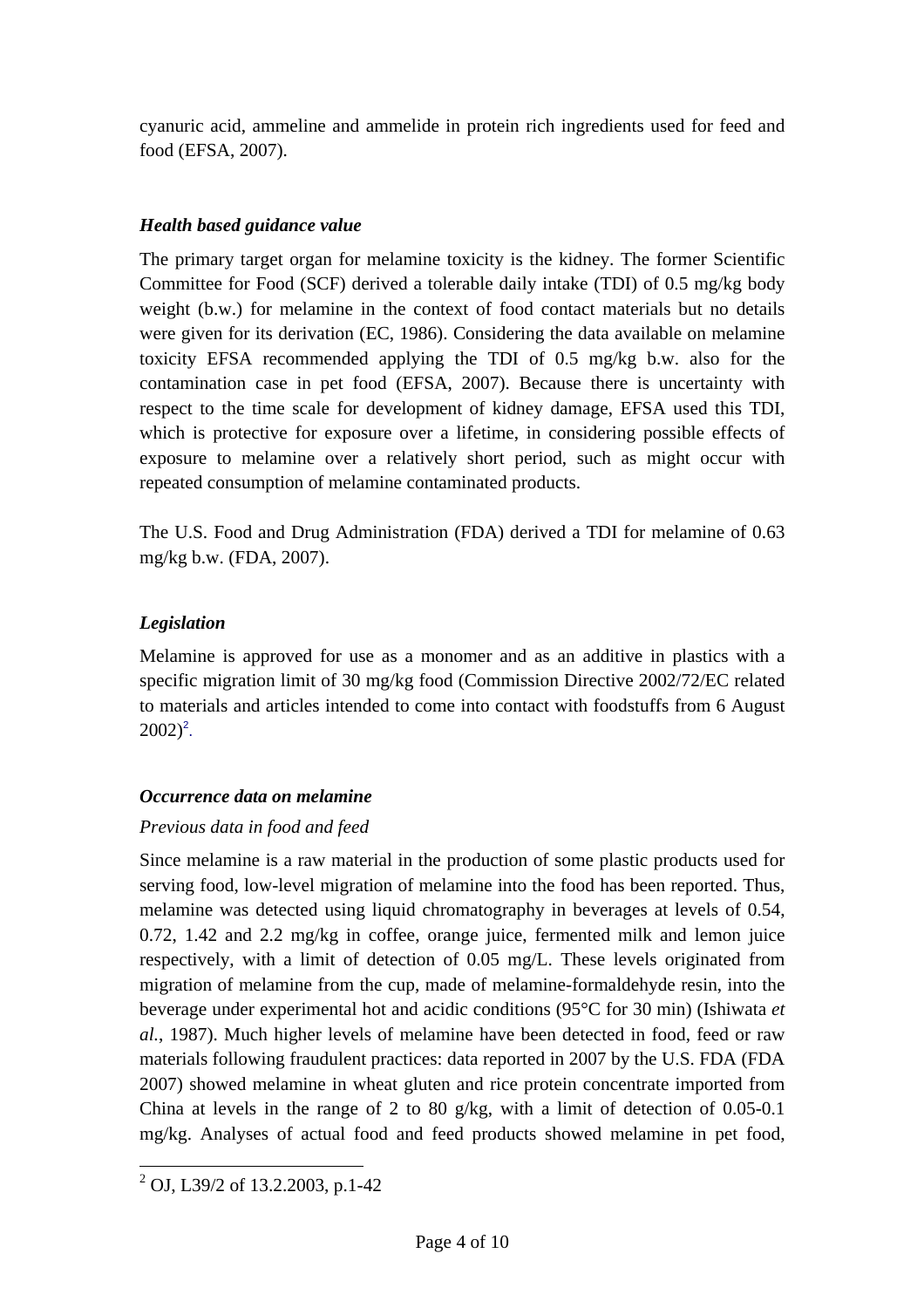cyanuric acid, ammeline and ammelide in protein rich ingredients used for feed and food (EFSA, 2007).

### *Health based guidance value*

The primary target organ for melamine toxicity is the kidney. The former Scientific Committee for Food (SCF) derived a tolerable daily intake (TDI) of 0.5 mg/kg body weight (b.w.) for melamine in the context of food contact materials but no details were given for its derivation (EC, 1986). Considering the data available on melamine toxicity EFSA recommended applying the TDI of 0.5 mg/kg b.w. also for the contamination case in pet food (EFSA, 2007). Because there is uncertainty with respect to the time scale for development of kidney damage, EFSA used this TDI, which is protective for exposure over a lifetime, in considering possible effects of exposure to melamine over a relatively short period, such as might occur with repeated consumption of melamine contaminated products.

The U.S. Food and Drug Administration (FDA) derived a TDI for melamine of 0.63 mg/kg b.w. (FDA, 2007).

### *Legislation*

Melamine is approved for use as a monomer and as an additive in plastics with a specific migration limit of 30 mg/kg food (Commission Directive 2002/72/EC related to materials and articles intended to come into contact with foodstuffs from 6 August 2002)[2].

### *Occurrence data on melamine*

*Previous data in food and feed*

Since melamine is a raw material in the production of some plastic products used for serving food, low-level migration of melamine into the food has been reported. Thus, melamine was detected using liquid chromatography in beverages at levels of 0.54, 0.72, 1.42 and 2.2 mg/kg in coffee, orange juice, fermented milk and lemon juice respectively, with a limit of detection of 0.05 mg/L. These levels originated from migration of melamine from the cup, made of melamine-formaldehyde resin, into the beverage under experimental hot and acidic conditions (95°C for 30 min) (Ishiwata *et al.*, 1987). Much higher levels of melamine have been detected in food, feed or raw materials following fraudulent practices: data reported in 2007 by the U.S. FDA (FDA 2007) showed melamine in wheat gluten and rice protein concentrate imported from China at levels in the range of 2 to 80 g/kg, with a limit of detection of 0.05-0.1 mg/kg. Analyses of actual food and feed products showed melamine in pet food,

---

[2] OJ, L39/2 of 13.2.2003, p.1-42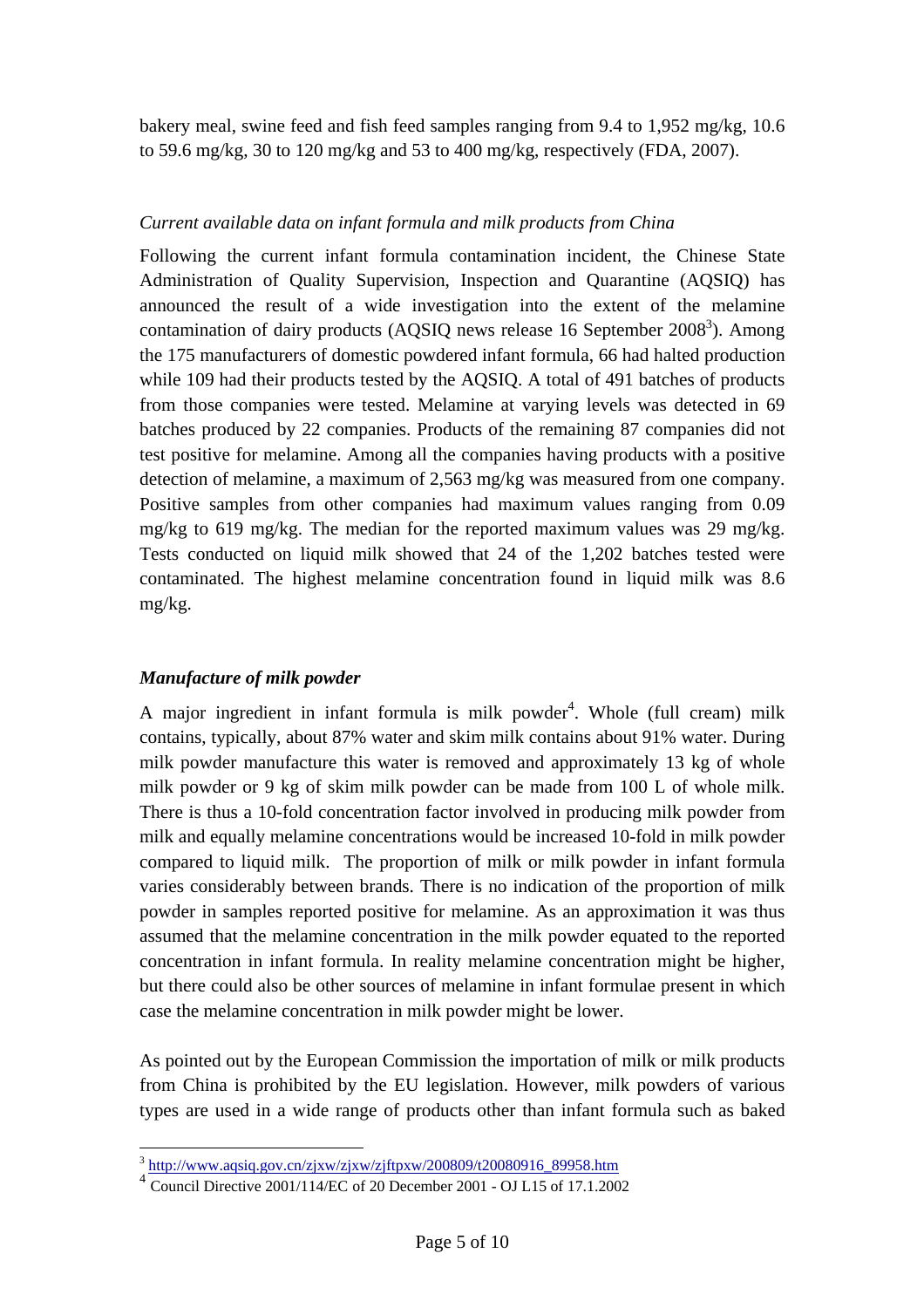bakery meal, swine feed and fish feed samples ranging from 9.4 to 1,952 mg/kg, 10.6 to 59.6 mg/kg, 30 to 120 mg/kg and 53 to 400 mg/kg, respectively (FDA, 2007).

*Current available data on infant formula and milk products from China*

Following the current infant formula contamination incident, the Chinese State Administration of Quality Supervision, Inspection and Quarantine (AQSIQ) has announced the result of a wide investigation into the extent of the melamine contamination of dairy products (AQSIQ news release 16 September 2008[3]). Among the 175 manufacturers of domestic powdered infant formula, 66 had halted production while 109 had their products tested by the AQSIQ. A total of 491 batches of products from those companies were tested. Melamine at varying levels was detected in 69 batches produced by 22 companies. Products of the remaining 87 companies did not test positive for melamine. Among all the companies having products with a positive detection of melamine, a maximum of 2,563 mg/kg was measured from one company. Positive samples from other companies had maximum values ranging from 0.09 mg/kg to 619 mg/kg. The median for the reported maximum values was 29 mg/kg. Tests conducted on liquid milk showed that 24 of the 1,202 batches tested were contaminated. The highest melamine concentration found in liquid milk was 8.6 mg/kg.

***Manufacture of milk powder***

A major ingredient in infant formula is milk powder[4]. Whole (full cream) milk contains, typically, about 87% water and skim milk contains about 91% water. During milk powder manufacture this water is removed and approximately 13 kg of whole milk powder or 9 kg of skim milk powder can be made from 100 L of whole milk. There is thus a 10-fold concentration factor involved in producing milk powder from milk and equally melamine concentrations would be increased 10-fold in milk powder compared to liquid milk. The proportion of milk or milk powder in infant formula varies considerably between brands. There is no indication of the proportion of milk powder in samples reported positive for melamine. As an approximation it was thus assumed that the melamine concentration in the milk powder equated to the reported concentration in infant formula. In reality melamine concentration might be higher, but there could also be other sources of melamine in infant formulae present in which case the melamine concentration in milk powder might be lower.

As pointed out by the European Commission the importation of milk or milk products from China is prohibited by the EU legislation. However, milk powders of various types are used in a wide range of products other than infant formula such as baked

[3] http://www.aqsiq.gov.cn/zjxw/zjxw/zjftpxw/200809/t20080916_89958.htm

[4] Council Directive 2001/114/EC of 20 December 2001 - OJ L15 of 17.1.2002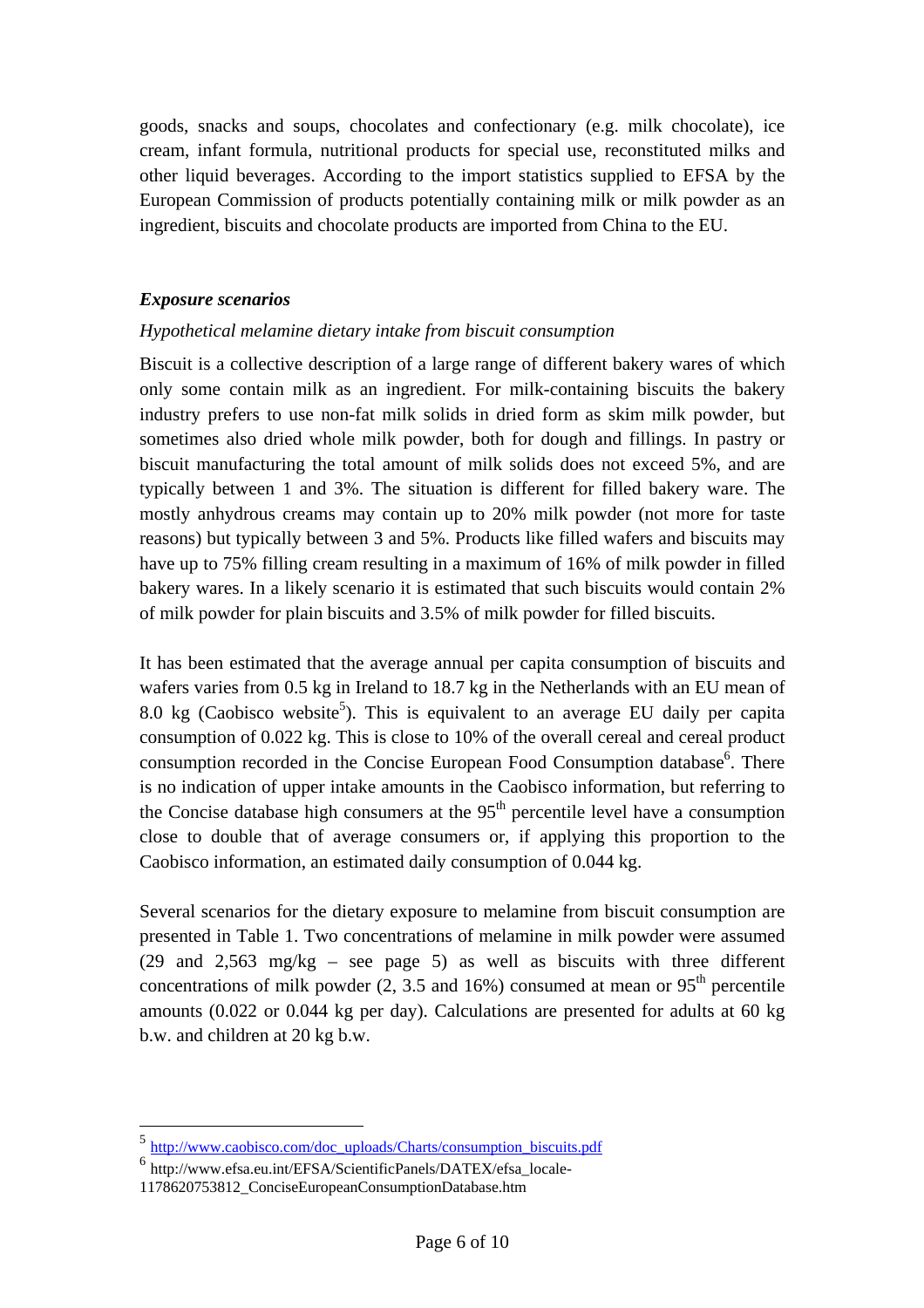goods, snacks and soups, chocolates and confectionary (e.g. milk chocolate), ice cream, infant formula, nutritional products for special use, reconstituted milks and other liquid beverages. According to the import statistics supplied to EFSA by the European Commission of products potentially containing milk or milk powder as an ingredient, biscuits and chocolate products are imported from China to the EU.

### *Exposure scenarios*

*Hypothetical melamine dietary intake from biscuit consumption*

Biscuit is a collective description of a large range of different bakery wares of which only some contain milk as an ingredient. For milk-containing biscuits the bakery industry prefers to use non-fat milk solids in dried form as skim milk powder, but sometimes also dried whole milk powder, both for dough and fillings. In pastry or biscuit manufacturing the total amount of milk solids does not exceed 5%, and are typically between 1 and 3%. The situation is different for filled bakery ware. The mostly anhydrous creams may contain up to 20% milk powder (not more for taste reasons) but typically between 3 and 5%. Products like filled wafers and biscuits may have up to 75% filling cream resulting in a maximum of 16% of milk powder in filled bakery wares. In a likely scenario it is estimated that such biscuits would contain 2% of milk powder for plain biscuits and 3.5% of milk powder for filled biscuits.

It has been estimated that the average annual per capita consumption of biscuits and wafers varies from 0.5 kg in Ireland to 18.7 kg in the Netherlands with an EU mean of 8.0 kg (Caobisco website[5]). This is equivalent to an average EU daily per capita consumption of 0.022 kg. This is close to 10% of the overall cereal and cereal product consumption recorded in the Concise European Food Consumption database[6]. There is no indication of upper intake amounts in the Caobisco information, but referring to the Concise database high consumers at the 95$^{th}$ percentile level have a consumption close to double that of average consumers or, if applying this proportion to the Caobisco information, an estimated daily consumption of 0.044 kg.

Several scenarios for the dietary exposure to melamine from biscuit consumption are presented in Table 1. Two concentrations of melamine in milk powder were assumed (29 and 2,563 mg/kg – see page 5) as well as biscuits with three different concentrations of milk powder (2, 3.5 and 16%) consumed at mean or 95$^{th}$ percentile amounts (0.022 or 0.044 kg per day). Calculations are presented for adults at 60 kg b.w. and children at 20 kg b.w.

---

[5] http://www.caobisco.com/doc_uploads/Charts/consumption_biscuits.pdf

[6] http://www.efsa.eu.int/EFSA/ScientificPanels/DATEX/efsa_locale-1178620753812_ConciseEuropeanConsumptionDatabase.htm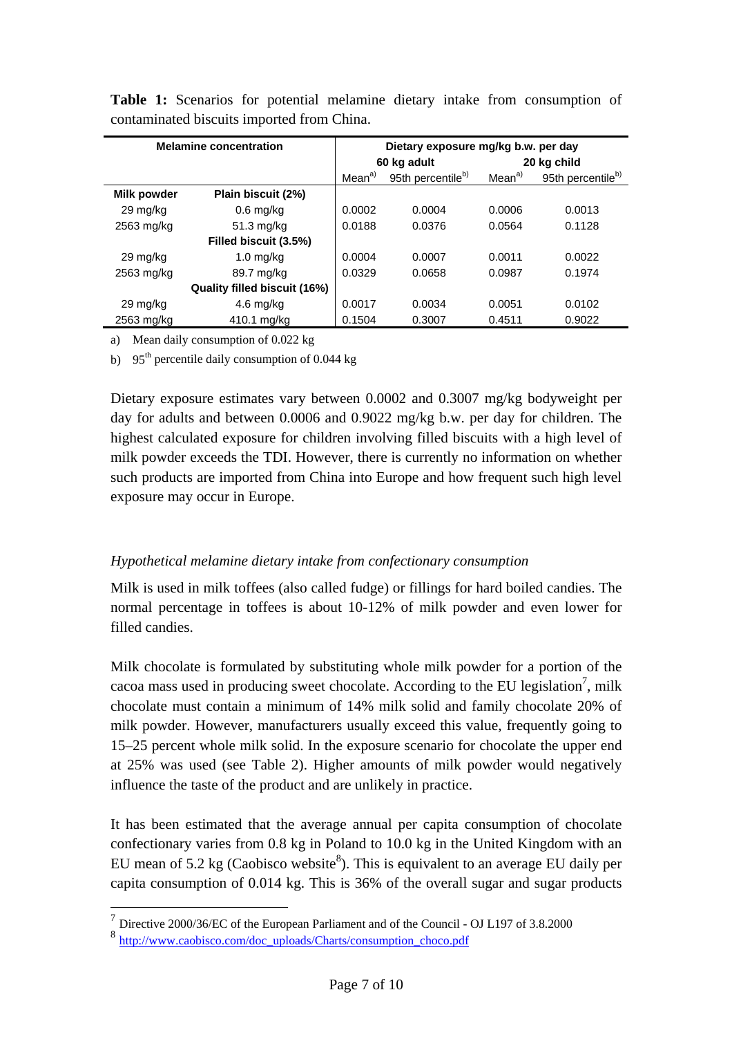**Table 1:** Scenarios for potential melamine dietary intake from consumption of contaminated biscuits imported from China.

| Melamine concentration | | Dietary exposure mg/kg b.w. per day | | | |
|---|---|---|---|---|---|
| | | 60 kg adult | | 20 kg child | |
| | | Mean[a)] | 95th percentile[b)] | Mean[a)] | 95th percentile[b)] |
| **Milk powder** | **Plain biscuit (2%)** | | | | |
| 29 mg/kg | 0.6 mg/kg | 0.0002 | 0.0004 | 0.0006 | 0.0013 |
| 2563 mg/kg | 51.3 mg/kg | 0.0188 | 0.0376 | 0.0564 | 0.1128 |
| | **Filled biscuit (3.5%)** | | | | |
| 29 mg/kg | 1.0 mg/kg | 0.0004 | 0.0007 | 0.0011 | 0.0022 |
| 2563 mg/kg | 89.7 mg/kg | 0.0329 | 0.0658 | 0.0987 | 0.1974 |
| | **Quality filled biscuit (16%)** | | | | |
| 29 mg/kg | 4.6 mg/kg | 0.0017 | 0.0034 | 0.0051 | 0.0102 |
| 2563 mg/kg | 410.1 mg/kg | 0.1504 | 0.3007 | 0.4511 | 0.9022 |

a) Mean daily consumption of 0.022 kg

b) 95[th] percentile daily consumption of 0.044 kg

Dietary exposure estimates vary between 0.0002 and 0.3007 mg/kg bodyweight per day for adults and between 0.0006 and 0.9022 mg/kg b.w. per day for children. The highest calculated exposure for children involving filled biscuits with a high level of milk powder exceeds the TDI. However, there is currently no information on whether such products are imported from China into Europe and how frequent such high level exposure may occur in Europe.

*Hypothetical melamine dietary intake from confectionary consumption*

Milk is used in milk toffees (also called fudge) or fillings for hard boiled candies. The normal percentage in toffees is about 10-12% of milk powder and even lower for filled candies.

Milk chocolate is formulated by substituting whole milk powder for a portion of the cacoa mass used in producing sweet chocolate. According to the EU legislation[7], milk chocolate must contain a minimum of 14% milk solid and family chocolate 20% of milk powder. However, manufacturers usually exceed this value, frequently going to 15–25 percent whole milk solid. In the exposure scenario for chocolate the upper end at 25% was used (see Table 2). Higher amounts of milk powder would negatively influence the taste of the product and are unlikely in practice.

It has been estimated that the average annual per capita consumption of chocolate confectionary varies from 0.8 kg in Poland to 10.0 kg in the United Kingdom with an EU mean of 5.2 kg (Caobisco website[8]). This is equivalent to an average EU daily per capita consumption of 0.014 kg. This is 36% of the overall sugar and sugar products

[7] Directive 2000/36/EC of the European Parliament and of the Council - OJ L197 of 3.8.2000

[8] http://www.caobisco.com/doc_uploads/Charts/consumption_choco.pdf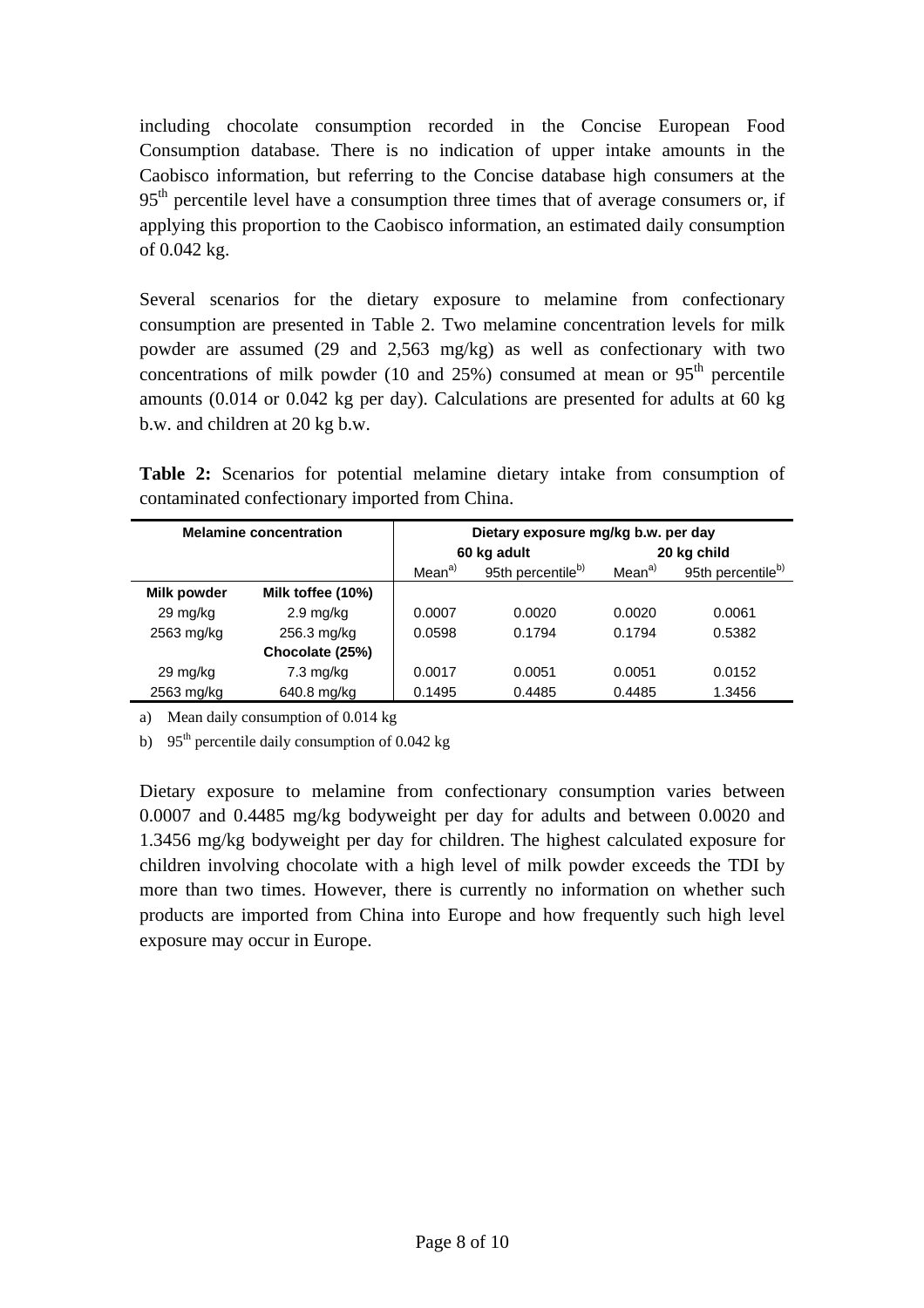including chocolate consumption recorded in the Concise European Food Consumption database. There is no indication of upper intake amounts in the Caobisco information, but referring to the Concise database high consumers at the 95[th] percentile level have a consumption three times that of average consumers or, if applying this proportion to the Caobisco information, an estimated daily consumption of 0.042 kg.

Several scenarios for the dietary exposure to melamine from confectionary consumption are presented in Table 2. Two melamine concentration levels for milk powder are assumed (29 and 2,563 mg/kg) as well as confectionary with two concentrations of milk powder (10 and 25%) consumed at mean or 95[th] percentile amounts (0.014 or 0.042 kg per day). Calculations are presented for adults at 60 kg b.w. and children at 20 kg b.w.

**Table 2:** Scenarios for potential melamine dietary intake from consumption of contaminated confectionary imported from China.

| Melamine concentration | | Dietary exposure mg/kg b.w. per day | | | |
|---|---|---|---|---|---|
| | | 60 kg adult | | 20 kg child | |
| | | Mean[a)] | 95th percentile[b)] | Mean[a)] | 95th percentile[b)] |
| **Milk powder** | **Milk toffee (10%)** | | | | |
| 29 mg/kg | 2.9 mg/kg | 0.0007 | 0.0020 | 0.0020 | 0.0061 |
| 2563 mg/kg | 256.3 mg/kg | 0.0598 | 0.1794 | 0.1794 | 0.5382 |
| | **Chocolate (25%)** | | | | |
| 29 mg/kg | 7.3 mg/kg | 0.0017 | 0.0051 | 0.0051 | 0.0152 |
| 2563 mg/kg | 640.8 mg/kg | 0.1495 | 0.4485 | 0.4485 | 1.3456 |

a) Mean daily consumption of 0.014 kg

b) 95[th] percentile daily consumption of 0.042 kg

Dietary exposure to melamine from confectionary consumption varies between 0.0007 and 0.4485 mg/kg bodyweight per day for adults and between 0.0020 and 1.3456 mg/kg bodyweight per day for children. The highest calculated exposure for children involving chocolate with a high level of milk powder exceeds the TDI by more than two times. However, there is currently no information on whether such products are imported from China into Europe and how frequently such high level exposure may occur in Europe.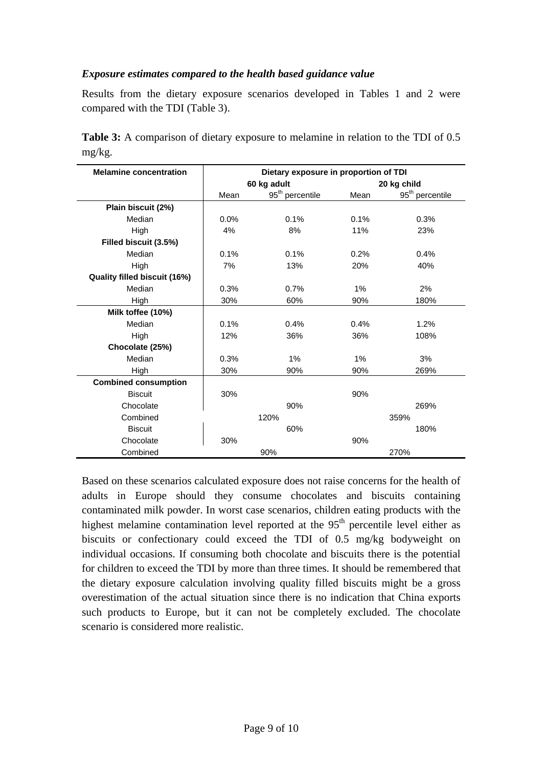*Exposure estimates compared to the health based guidance value*

Results from the dietary exposure scenarios developed in Tables 1 and 2 were compared with the TDI (Table 3).

**Table 3:** A comparison of dietary exposure to melamine in relation to the TDI of 0.5 mg/kg.

| Melamine concentration | Dietary exposure in proportion of TDI | | | |
|---|---|---|---|---|
| | 60 kg adult | | 20 kg child | |
| | Mean | 95$^{th}$ percentile | Mean | 95$^{th}$ percentile |
| **Plain biscuit (2%)** | | | | |
| Median | 0.0% | 0.1% | 0.1% | 0.3% |
| High | 4% | 8% | 11% | 23% |
| **Filled biscuit (3.5%)** | | | | |
| Median | 0.1% | 0.1% | 0.2% | 0.4% |
| High | 7% | 13% | 20% | 40% |
| **Quality filled biscuit (16%)** | | | | |
| Median | 0.3% | 0.7% | 1% | 2% |
| High | 30% | 60% | 90% | 180% |
| **Milk toffee (10%)** | | | | |
| Median | 0.1% | 0.4% | 0.4% | 1.2% |
| High | 12% | 36% | 36% | 108% |
| **Chocolate (25%)** | | | | |
| Median | 0.3% | 1% | 1% | 3% |
| High | 30% | 90% | 90% | 269% |
| **Combined consumption** | | | | |
| Biscuit | 30% | | 90% | |
| Chocolate | | 90% | | 269% |
| Combined | 120% | | 359% | |
| Biscuit | | 60% | | 180% |
| Chocolate | 30% | | 90% | |
| Combined | 90% | | 270% | |

Based on these scenarios calculated exposure does not raise concerns for the health of adults in Europe should they consume chocolates and biscuits containing contaminated milk powder. In worst case scenarios, children eating products with the highest melamine contamination level reported at the 95$^{th}$ percentile level either as biscuits or confectionary could exceed the TDI of 0.5 mg/kg bodyweight on individual occasions. If consuming both chocolate and biscuits there is the potential for children to exceed the TDI by more than three times. It should be remembered that the dietary exposure calculation involving quality filled biscuits might be a gross overestimation of the actual situation since there is no indication that China exports such products to Europe, but it can not be completely excluded. The chocolate scenario is considered more realistic.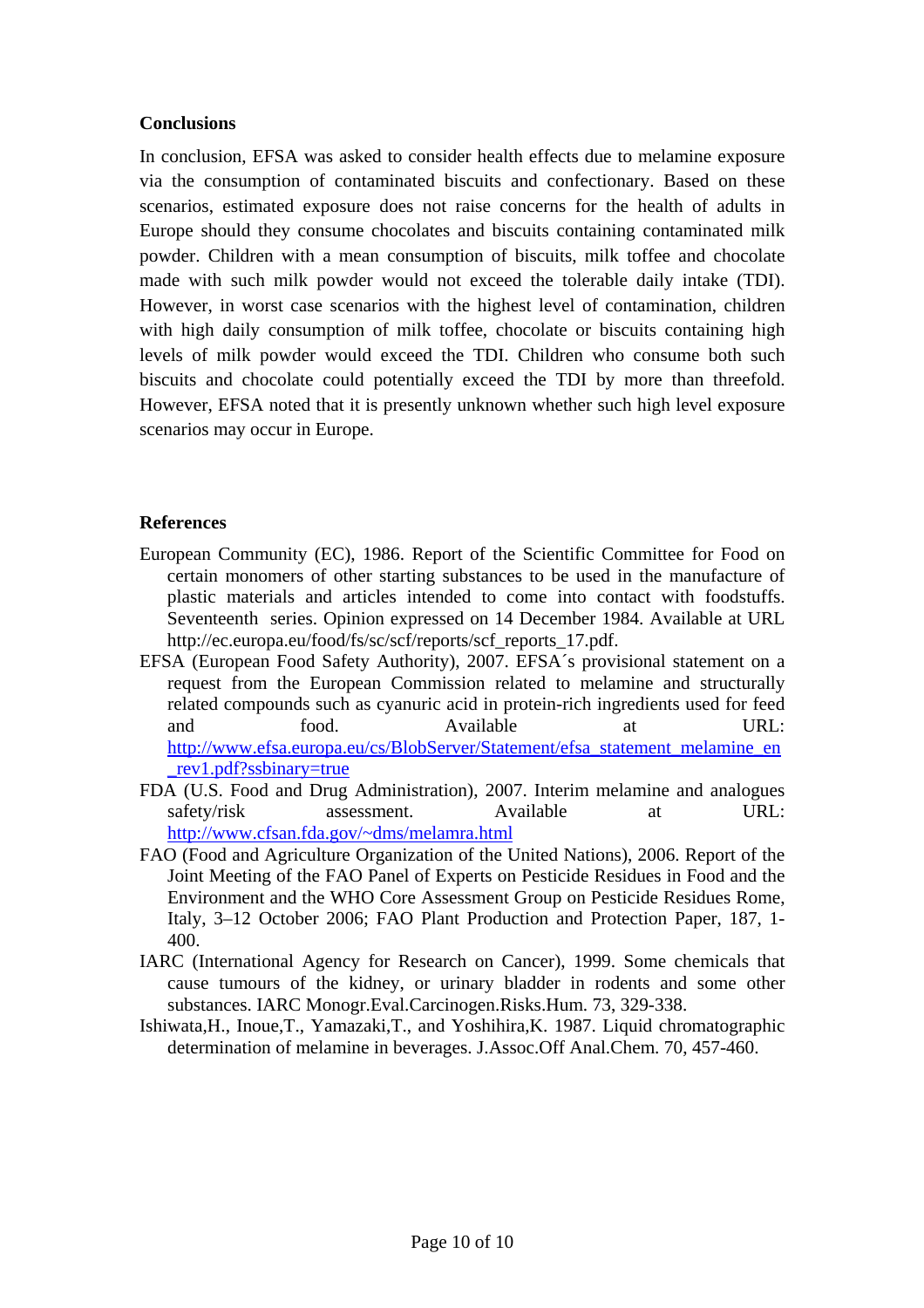## Conclusions

In conclusion, EFSA was asked to consider health effects due to melamine exposure via the consumption of contaminated biscuits and confectionary. Based on these scenarios, estimated exposure does not raise concerns for the health of adults in Europe should they consume chocolates and biscuits containing contaminated milk powder. Children with a mean consumption of biscuits, milk toffee and chocolate made with such milk powder would not exceed the tolerable daily intake (TDI). However, in worst case scenarios with the highest level of contamination, children with high daily consumption of milk toffee, chocolate or biscuits containing high levels of milk powder would exceed the TDI. Children who consume both such biscuits and chocolate could potentially exceed the TDI by more than threefold. However, EFSA noted that it is presently unknown whether such high level exposure scenarios may occur in Europe.

## References

European Community (EC), 1986. Report of the Scientific Committee for Food on certain monomers of other starting substances to be used in the manufacture of plastic materials and articles intended to come into contact with foodstuffs. Seventeenth series. Opinion expressed on 14 December 1984. Available at URL http://ec.europa.eu/food/fs/sc/scf/reports/scf_reports_17.pdf.

EFSA (European Food Safety Authority), 2007. EFSA´s provisional statement on a request from the European Commission related to melamine and structurally related compounds such as cyanuric acid in protein-rich ingredients used for feed and food. Available at URL: http://www.efsa.europa.eu/cs/BlobServer/Statement/efsa_statement_melamine_en_rev1.pdf?ssbinary=true

FDA (U.S. Food and Drug Administration), 2007. Interim melamine and analogues safety/risk assessment. Available at URL: http://www.cfsan.fda.gov/~dms/melamra.html

FAO (Food and Agriculture Organization of the United Nations), 2006. Report of the Joint Meeting of the FAO Panel of Experts on Pesticide Residues in Food and the Environment and the WHO Core Assessment Group on Pesticide Residues Rome, Italy, 3–12 October 2006; FAO Plant Production and Protection Paper, 187, 1-400.

IARC (International Agency for Research on Cancer), 1999. Some chemicals that cause tumours of the kidney, or urinary bladder in rodents and some other substances. IARC Monogr.Eval.Carcinogen.Risks.Hum. 73, 329-338.

Ishiwata,H., Inoue,T., Yamazaki,T., and Yoshihira,K. 1987. Liquid chromatographic determination of melamine in beverages. J.Assoc.Off Anal.Chem. 70, 457-460.